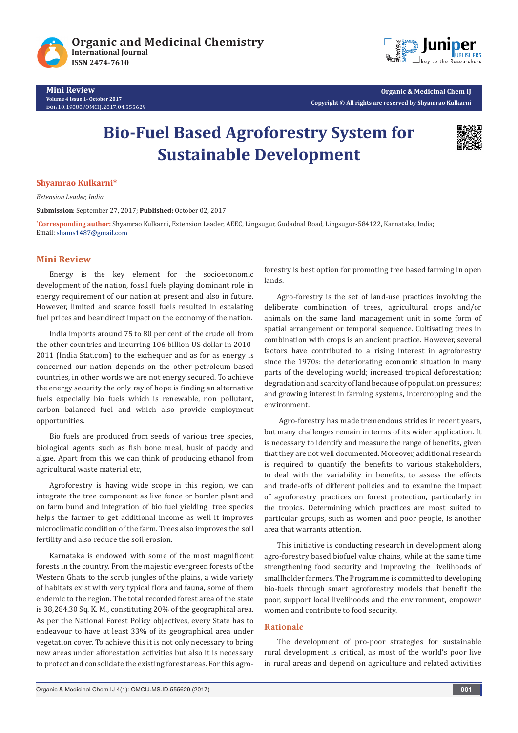# Bio-Fuel Based Agroforestry System for Sustainable Development

**Shyamrao Kulkarni***

*Extension Leader, India*

**Submission**: September 27, 2017; **Published:** October 02, 2017

***Corresponding author:** Shyamrao Kulkarni, Extension Leader, AEEC, Lingsugur, Gudadnal Road, Lingsugur-584122, Karnataka, India; Email: shams1487@gmail.com

## Mini Review

Energy is the key element for the socioeconomic development of the nation, fossil fuels playing dominant role in energy requirement of our nation at present and also in future. However, limited and scarce fossil fuels resulted in escalating fuel prices and bear direct impact on the economy of the nation.

India imports around 75 to 80 per cent of the crude oil from the other countries and incurring 106 billion US dollar in 2010-2011 (India Stat.com) to the exchequer and as for as energy is concerned our nation depends on the other petroleum based countries, in other words we are not energy secured. To achieve the energy security the only ray of hope is finding an alternative fuels especially bio fuels which is renewable, non pollutant, carbon balanced fuel and which also provide employment opportunities.

Bio fuels are produced from seeds of various tree species, biological agents such as fish bone meal, husk of paddy and algae. Apart from this we can think of producing ethanol from agricultural waste material etc,

Agroforestry is having wide scope in this region, we can integrate the tree component as live fence or border plant and on farm bund and integration of bio fuel yielding tree species helps the farmer to get additional income as well it improves microclimatic condition of the farm. Trees also improves the soil fertility and also reduce the soil erosion.

Karnataka is endowed with some of the most magnificent forests in the country. From the majestic evergreen forests of the Western Ghats to the scrub jungles of the plains, a wide variety of habitats exist with very typical flora and fauna, some of them endemic to the region. The total recorded forest area of the state is 38,284.30 Sq. K. M., constituting 20% of the geographical area. As per the National Forest Policy objectives, every State has to endeavour to have at least 33% of its geographical area under vegetation cover. To achieve this it is not only necessary to bring new areas under afforestation activities but also it is necessary to protect and consolidate the existing forest areas. For this agro-forestry is best option for promoting tree based farming in open lands.

Agro-forestry is the set of land-use practices involving the deliberate combination of trees, agricultural crops and/or animals on the same land management unit in some form of spatial arrangement or temporal sequence. Cultivating trees in combination with crops is an ancient practice. However, several factors have contributed to a rising interest in agroforestry since the 1970s: the deteriorating economic situation in many parts of the developing world; increased tropical deforestation; degradation and scarcity of land because of population pressures; and growing interest in farming systems, intercropping and the environment.

Agro-forestry has made tremendous strides in recent years, but many challenges remain in terms of its wider application. It is necessary to identify and measure the range of benefits, given that they are not well documented. Moreover, additional research is required to quantify the benefits to various stakeholders, to deal with the variability in benefits, to assess the effects and trade-offs of different policies and to examine the impact of agroforestry practices on forest protection, particularly in the tropics. Determining which practices are most suited to particular groups, such as women and poor people, is another area that warrants attention.

This initiative is conducting research in development along agro-forestry based biofuel value chains, while at the same time strengthening food security and improving the livelihoods of smallholder farmers. The Programme is committed to developing bio-fuels through smart agroforestry models that benefit the poor, support local livelihoods and the environment, empower women and contribute to food security.

## Rationale

The development of pro-poor strategies for sustainable rural development is critical, as most of the world's poor live in rural areas and depend on agriculture and related activities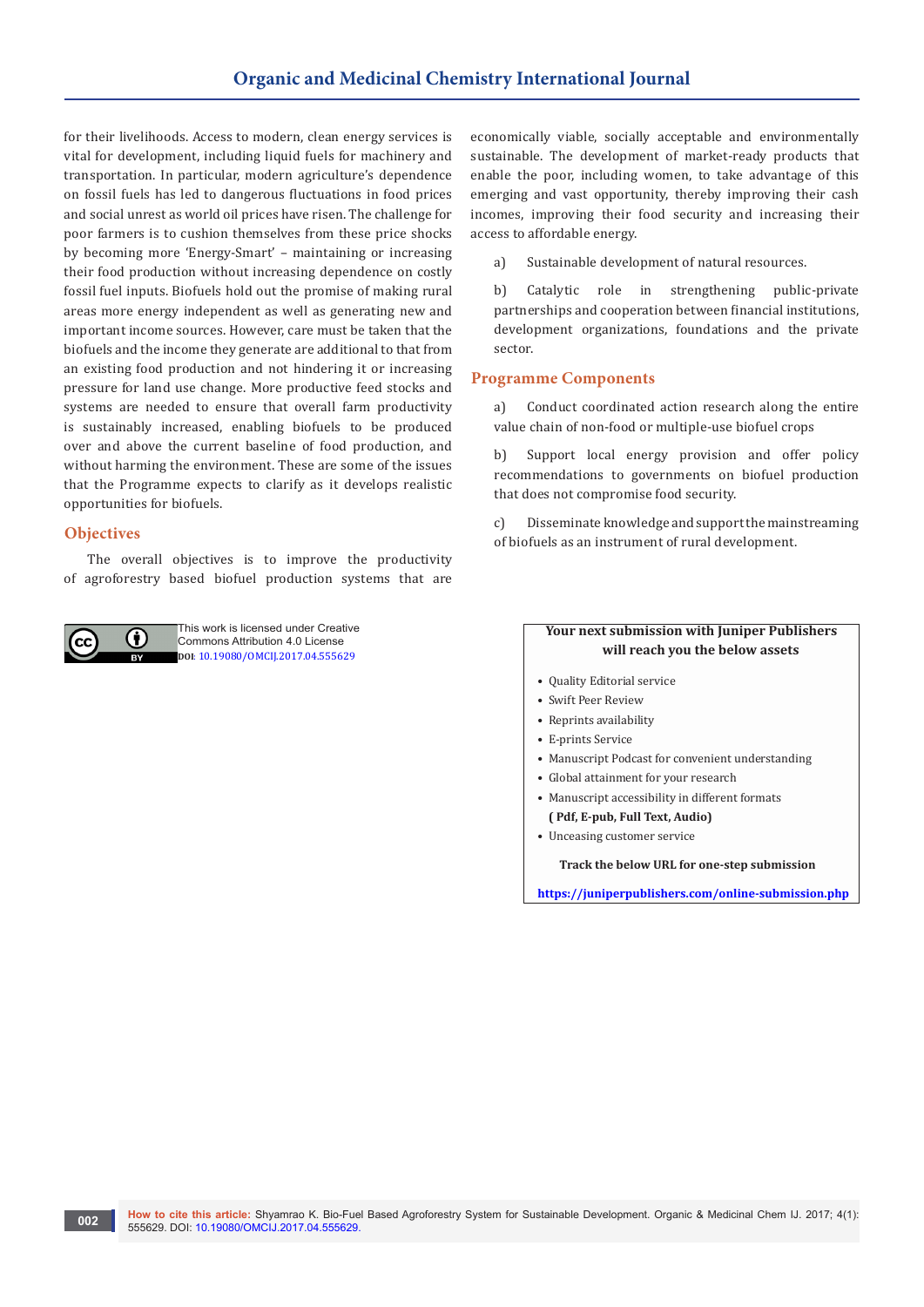for their livelihoods. Access to modern, clean energy services is vital for development, including liquid fuels for machinery and transportation. In particular, modern agriculture's dependence on fossil fuels has led to dangerous fluctuations in food prices and social unrest as world oil prices have risen. The challenge for poor farmers is to cushion themselves from these price shocks by becoming more 'Energy-Smart' – maintaining or increasing their food production without increasing dependence on costly fossil fuel inputs. Biofuels hold out the promise of making rural areas more energy independent as well as generating new and important income sources. However, care must be taken that the biofuels and the income they generate are additional to that from an existing food production and not hindering it or increasing pressure for land use change. More productive feed stocks and systems are needed to ensure that overall farm productivity is sustainably increased, enabling biofuels to be produced over and above the current baseline of food production, and without harming the environment. These are some of the issues that the Programme expects to clarify as it develops realistic opportunities for biofuels.

## Objectives

The overall objectives is to improve the productivity of agroforestry based biofuel production systems that are economically viable, socially acceptable and environmentally sustainable. The development of market-ready products that enable the poor, including women, to take advantage of this emerging and vast opportunity, thereby improving their cash incomes, improving their food security and increasing their access to affordable energy.

a) Sustainable development of natural resources.

b) Catalytic role in strengthening public-private partnerships and cooperation between financial institutions, development organizations, foundations and the private sector.

## Programme Components

a) Conduct coordinated action research along the entire value chain of non-food or multiple-use biofuel crops

b) Support local energy provision and offer policy recommendations to governments on biofuel production that does not compromise food security.

c) Disseminate knowledge and support the mainstreaming of biofuels as an instrument of rural development.

This work is licensed under Creative Commons Attribution 4.0 License
**DOI**: 10.19080/OMCIJ.2017.04.555629

**Your next submission with Juniper Publishers will reach you the below assets**

- Quality Editorial service
- Swift Peer Review
- Reprints availability
- E-prints Service
- Manuscript Podcast for convenient understanding
- Global attainment for your research
- Manuscript accessibility in different formats
  **( Pdf, E-pub, Full Text, Audio)**
- Unceasing customer service

**Track the below URL for one-step submission**

**https://juniperpublishers.com/online-submission.php**

**How to cite this article:** Shyamrao K. Bio-Fuel Based Agroforestry System for Sustainable Development. Organic & Medicinal Chem IJ. 2017; 4(1): 555629. DOI: 10.19080/OMCIJ.2017.04.555629.